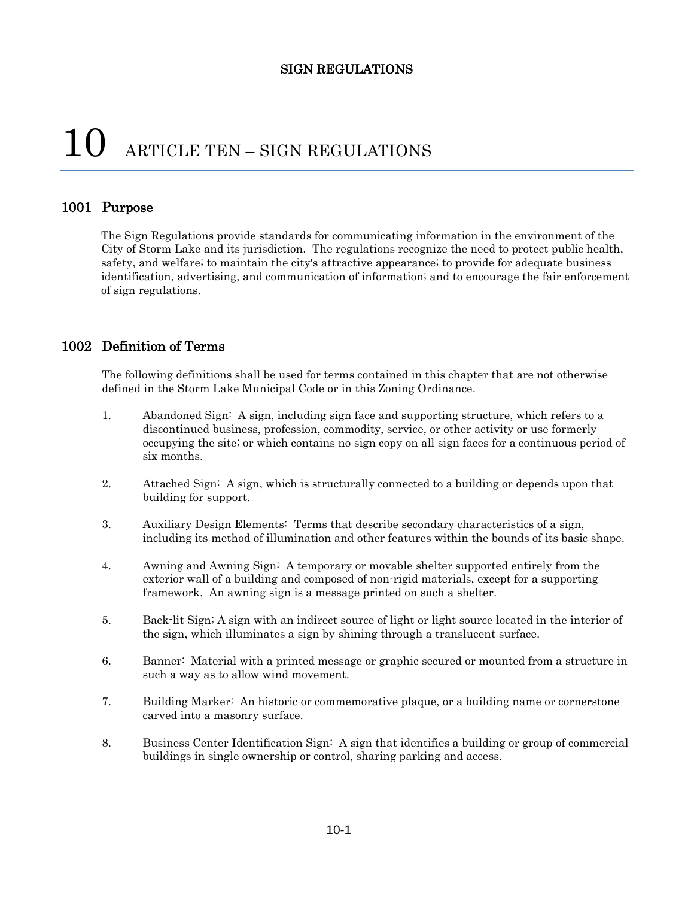# 10 ARTICLE TEN – SIGN REGULATIONS

## 1001 Purpose

The Sign Regulations provide standards for communicating information in the environment of the City of Storm Lake and its jurisdiction. The regulations recognize the need to protect public health, safety, and welfare; to maintain the city's attractive appearance; to provide for adequate business identification, advertising, and communication of information; and to encourage the fair enforcement of sign regulations.

## 1002 Definition of Terms

The following definitions shall be used for terms contained in this chapter that are not otherwise defined in the Storm Lake Municipal Code or in this Zoning Ordinance.

1. Abandoned Sign: A sign, including sign face and supporting structure, which refers to a discontinued business, profession, commodity, service, or other activity or use formerly occupying the site; or which contains no sign copy on all sign faces for a continuous period of six months.

2. Attached Sign: A sign, which is structurally connected to a building or depends upon that building for support.

3. Auxiliary Design Elements: Terms that describe secondary characteristics of a sign, including its method of illumination and other features within the bounds of its basic shape.

4. Awning and Awning Sign: A temporary or movable shelter supported entirely from the exterior wall of a building and composed of non-rigid materials, except for a supporting framework. An awning sign is a message printed on such a shelter.

5. Back-lit Sign; A sign with an indirect source of light or light source located in the interior of the sign, which illuminates a sign by shining through a translucent surface.

6. Banner: Material with a printed message or graphic secured or mounted from a structure in such a way as to allow wind movement.

7. Building Marker: An historic or commemorative plaque, or a building name or cornerstone carved into a masonry surface.

8. Business Center Identification Sign: A sign that identifies a building or group of commercial buildings in single ownership or control, sharing parking and access.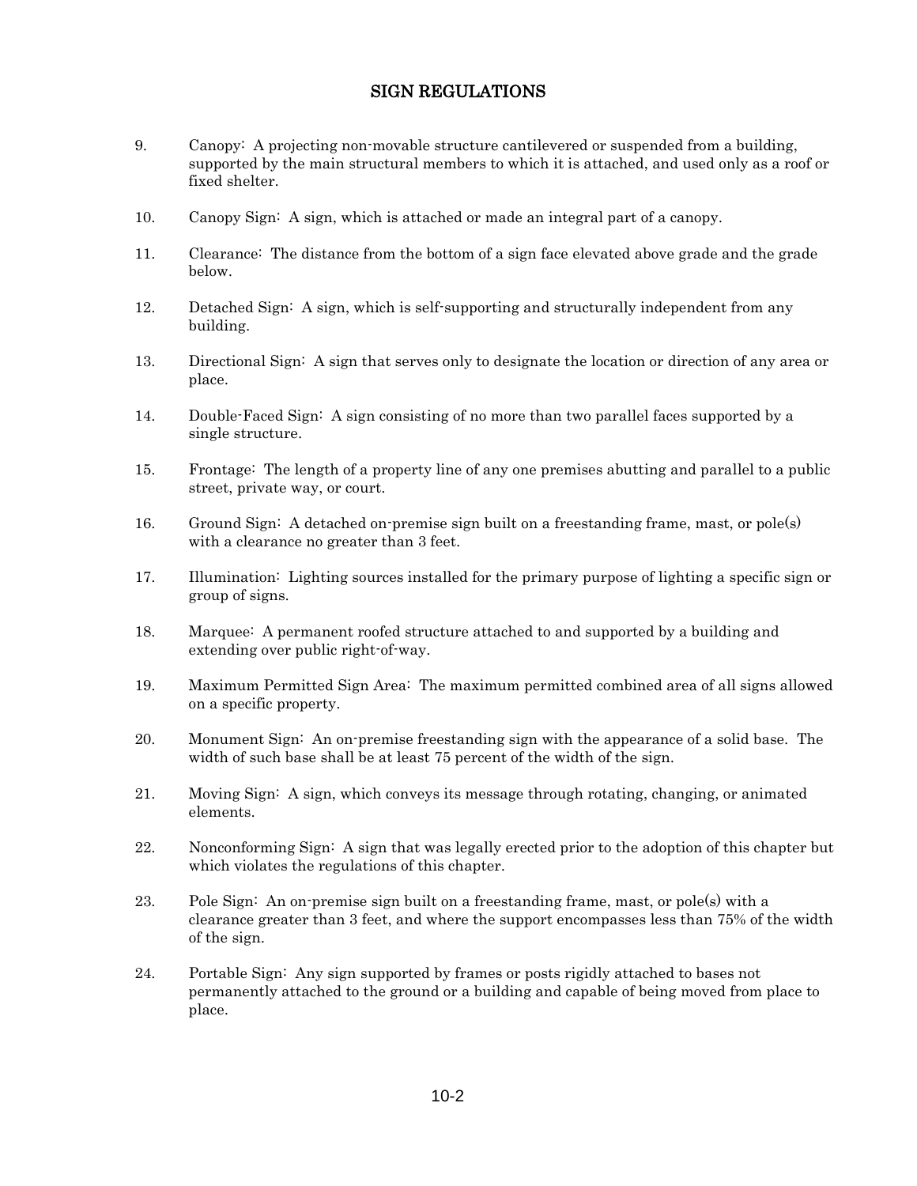## SIGN REGULATIONS

9. Canopy: A projecting non-movable structure cantilevered or suspended from a building, supported by the main structural members to which it is attached, and used only as a roof or fixed shelter.

10. Canopy Sign: A sign, which is attached or made an integral part of a canopy.

11. Clearance: The distance from the bottom of a sign face elevated above grade and the grade below.

12. Detached Sign: A sign, which is self-supporting and structurally independent from any building.

13. Directional Sign: A sign that serves only to designate the location or direction of any area or place.

14. Double-Faced Sign: A sign consisting of no more than two parallel faces supported by a single structure.

15. Frontage: The length of a property line of any one premises abutting and parallel to a public street, private way, or court.

16. Ground Sign: A detached on-premise sign built on a freestanding frame, mast, or pole(s) with a clearance no greater than 3 feet.

17. Illumination: Lighting sources installed for the primary purpose of lighting a specific sign or group of signs.

18. Marquee: A permanent roofed structure attached to and supported by a building and extending over public right-of-way.

19. Maximum Permitted Sign Area: The maximum permitted combined area of all signs allowed on a specific property.

20. Monument Sign: An on-premise freestanding sign with the appearance of a solid base. The width of such base shall be at least 75 percent of the width of the sign.

21. Moving Sign: A sign, which conveys its message through rotating, changing, or animated elements.

22. Nonconforming Sign: A sign that was legally erected prior to the adoption of this chapter but which violates the regulations of this chapter.

23. Pole Sign: An on-premise sign built on a freestanding frame, mast, or pole(s) with a clearance greater than 3 feet, and where the support encompasses less than 75% of the width of the sign.

24. Portable Sign: Any sign supported by frames or posts rigidly attached to bases not permanently attached to the ground or a building and capable of being moved from place to place.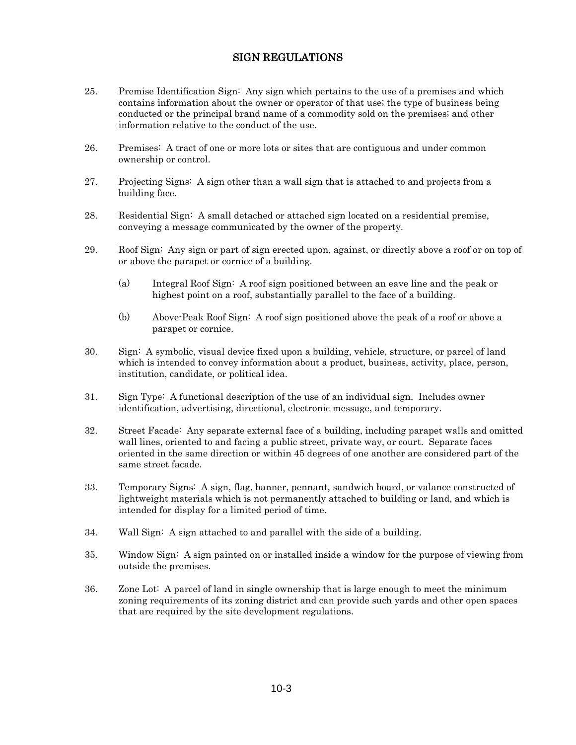## SIGN REGULATIONS

25. Premise Identification Sign: Any sign which pertains to the use of a premises and which contains information about the owner or operator of that use; the type of business being conducted or the principal brand name of a commodity sold on the premises; and other information relative to the conduct of the use.

26. Premises: A tract of one or more lots or sites that are contiguous and under common ownership or control.

27. Projecting Signs: A sign other than a wall sign that is attached to and projects from a building face.

28. Residential Sign: A small detached or attached sign located on a residential premise, conveying a message communicated by the owner of the property.

29. Roof Sign: Any sign or part of sign erected upon, against, or directly above a roof or on top of or above the parapet or cornice of a building.

    (a) Integral Roof Sign: A roof sign positioned between an eave line and the peak or highest point on a roof, substantially parallel to the face of a building.

    (b) Above-Peak Roof Sign: A roof sign positioned above the peak of a roof or above a parapet or cornice.

30. Sign: A symbolic, visual device fixed upon a building, vehicle, structure, or parcel of land which is intended to convey information about a product, business, activity, place, person, institution, candidate, or political idea.

31. Sign Type: A functional description of the use of an individual sign. Includes owner identification, advertising, directional, electronic message, and temporary.

32. Street Facade: Any separate external face of a building, including parapet walls and omitted wall lines, oriented to and facing a public street, private way, or court. Separate faces oriented in the same direction or within 45 degrees of one another are considered part of the same street facade.

33. Temporary Signs: A sign, flag, banner, pennant, sandwich board, or valance constructed of lightweight materials which is not permanently attached to building or land, and which is intended for display for a limited period of time.

34. Wall Sign: A sign attached to and parallel with the side of a building.

35. Window Sign: A sign painted on or installed inside a window for the purpose of viewing from outside the premises.

36. Zone Lot: A parcel of land in single ownership that is large enough to meet the minimum zoning requirements of its zoning district and can provide such yards and other open spaces that are required by the site development regulations.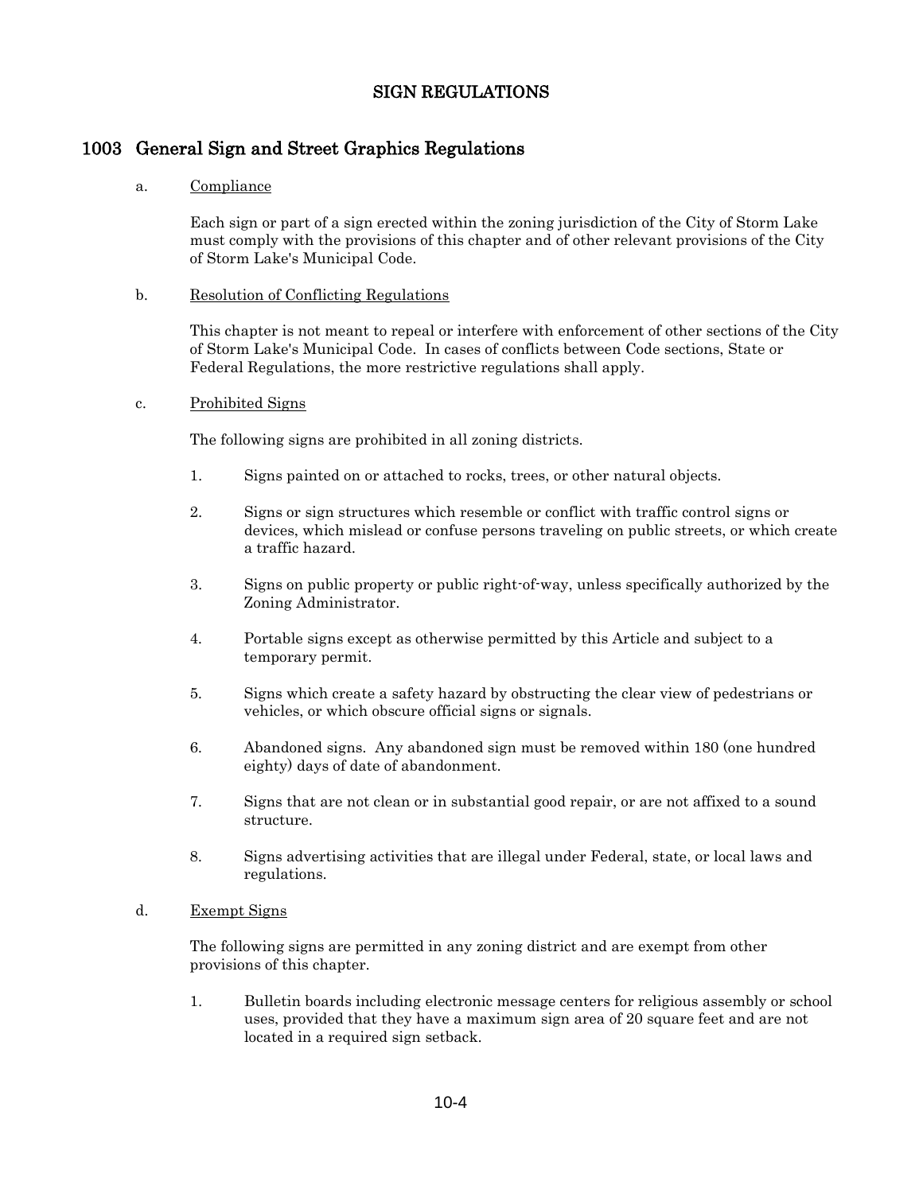# SIGN REGULATIONS

## 1003 General Sign and Street Graphics Regulations

a. Compliance

Each sign or part of a sign erected within the zoning jurisdiction of the City of Storm Lake must comply with the provisions of this chapter and of other relevant provisions of the City of Storm Lake's Municipal Code.

b. Resolution of Conflicting Regulations

This chapter is not meant to repeal or interfere with enforcement of other sections of the City of Storm Lake's Municipal Code. In cases of conflicts between Code sections, State or Federal Regulations, the more restrictive regulations shall apply.

c. Prohibited Signs

The following signs are prohibited in all zoning districts.

1. Signs painted on or attached to rocks, trees, or other natural objects.

2. Signs or sign structures which resemble or conflict with traffic control signs or devices, which mislead or confuse persons traveling on public streets, or which create a traffic hazard.

3. Signs on public property or public right-of-way, unless specifically authorized by the Zoning Administrator.

4. Portable signs except as otherwise permitted by this Article and subject to a temporary permit.

5. Signs which create a safety hazard by obstructing the clear view of pedestrians or vehicles, or which obscure official signs or signals.

6. Abandoned signs. Any abandoned sign must be removed within 180 (one hundred eighty) days of date of abandonment.

7. Signs that are not clean or in substantial good repair, or are not affixed to a sound structure.

8. Signs advertising activities that are illegal under Federal, state, or local laws and regulations.

d. Exempt Signs

The following signs are permitted in any zoning district and are exempt from other provisions of this chapter.

1. Bulletin boards including electronic message centers for religious assembly or school uses, provided that they have a maximum sign area of 20 square feet and are not located in a required sign setback.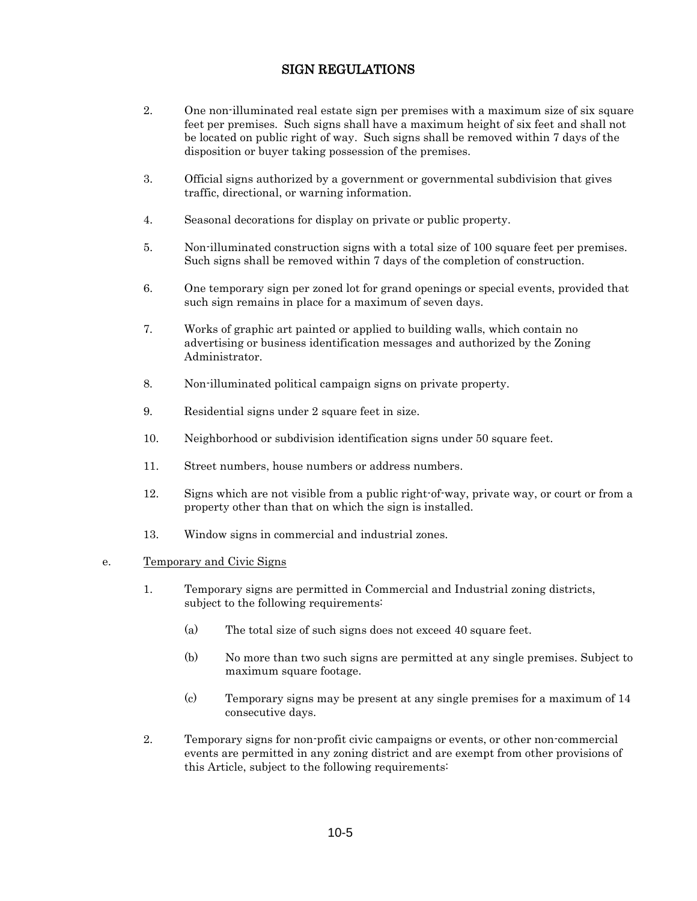# SIGN REGULATIONS

2. One non-illuminated real estate sign per premises with a maximum size of six square feet per premises. Such signs shall have a maximum height of six feet and shall not be located on public right of way. Such signs shall be removed within 7 days of the disposition or buyer taking possession of the premises.

3. Official signs authorized by a government or governmental subdivision that gives traffic, directional, or warning information.

4. Seasonal decorations for display on private or public property.

5. Non-illuminated construction signs with a total size of 100 square feet per premises. Such signs shall be removed within 7 days of the completion of construction.

6. One temporary sign per zoned lot for grand openings or special events, provided that such sign remains in place for a maximum of seven days.

7. Works of graphic art painted or applied to building walls, which contain no advertising or business identification messages and authorized by the Zoning Administrator.

8. Non-illuminated political campaign signs on private property.

9. Residential signs under 2 square feet in size.

10. Neighborhood or subdivision identification signs under 50 square feet.

11. Street numbers, house numbers or address numbers.

12. Signs which are not visible from a public right-of-way, private way, or court or from a property other than that on which the sign is installed.

13. Window signs in commercial and industrial zones.

e. Temporary and Civic Signs

1. Temporary signs are permitted in Commercial and Industrial zoning districts, subject to the following requirements:

   (a) The total size of such signs does not exceed 40 square feet.

   (b) No more than two such signs are permitted at any single premises. Subject to maximum square footage.

   (c) Temporary signs may be present at any single premises for a maximum of 14 consecutive days.

2. Temporary signs for non-profit civic campaigns or events, or other non-commercial events are permitted in any zoning district and are exempt from other provisions of this Article, subject to the following requirements: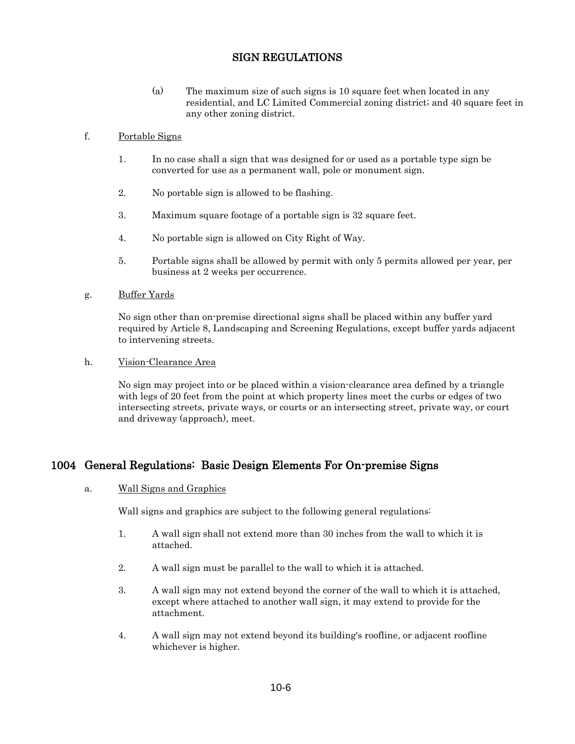(a) The maximum size of such signs is 10 square feet when located in any residential, and LC Limited Commercial zoning district; and 40 square feet in any other zoning district.

f. Portable Signs

1. In no case shall a sign that was designed for or used as a portable type sign be converted for use as a permanent wall, pole or monument sign.

2. No portable sign is allowed to be flashing.

3. Maximum square footage of a portable sign is 32 square feet.

4. No portable sign is allowed on City Right of Way.

5. Portable signs shall be allowed by permit with only 5 permits allowed per year, per business at 2 weeks per occurrence.

g. Buffer Yards

No sign other than on-premise directional signs shall be placed within any buffer yard required by Article 8, Landscaping and Screening Regulations, except buffer yards adjacent to intervening streets.

h. Vision-Clearance Area

No sign may project into or be placed within a vision-clearance area defined by a triangle with legs of 20 feet from the point at which property lines meet the curbs or edges of two intersecting streets, private ways, or courts or an intersecting street, private way, or court and driveway (approach), meet.

## 1004 General Regulations: Basic Design Elements For On-premise Signs

a. Wall Signs and Graphics

Wall signs and graphics are subject to the following general regulations:

1. A wall sign shall not extend more than 30 inches from the wall to which it is attached.

2. A wall sign must be parallel to the wall to which it is attached.

3. A wall sign may not extend beyond the corner of the wall to which it is attached, except where attached to another wall sign, it may extend to provide for the attachment.

4. A wall sign may not extend beyond its building's roofline, or adjacent roofline whichever is higher.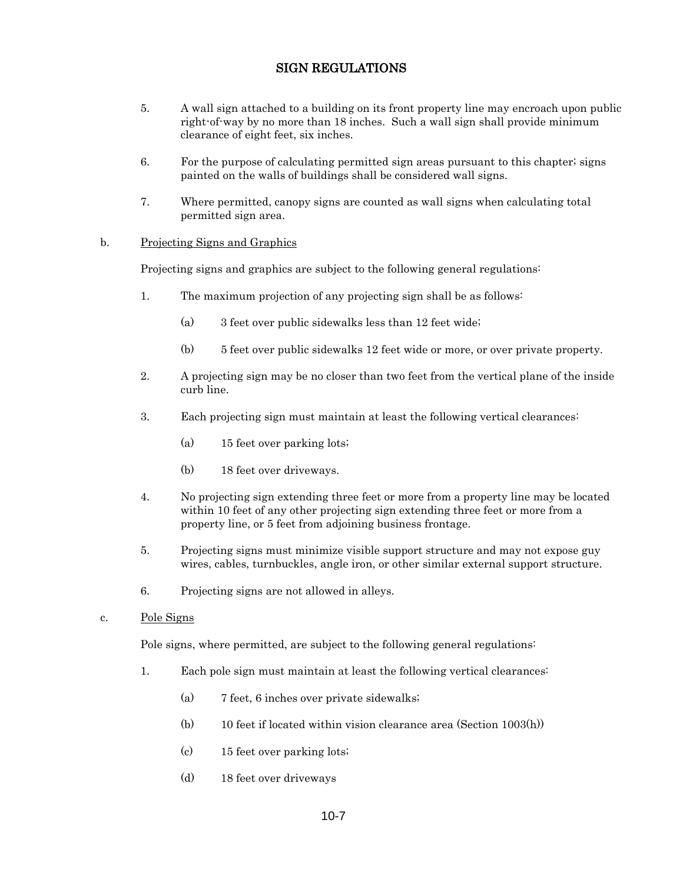# SIGN REGULATIONS

5. A wall sign attached to a building on its front property line may encroach upon public right-of-way by no more than 18 inches. Such a wall sign shall provide minimum clearance of eight feet, six inches.

6. For the purpose of calculating permitted sign areas pursuant to this chapter; signs painted on the walls of buildings shall be considered wall signs.

7. Where permitted, canopy signs are counted as wall signs when calculating total permitted sign area.

b. <u>Projecting Signs and Graphics</u>

Projecting signs and graphics are subject to the following general regulations:

1. The maximum projection of any projecting sign shall be as follows:

   (a) 3 feet over public sidewalks less than 12 feet wide;

   (b) 5 feet over public sidewalks 12 feet wide or more, or over private property.

2. A projecting sign may be no closer than two feet from the vertical plane of the inside curb line.

3. Each projecting sign must maintain at least the following vertical clearances:

   (a) 15 feet over parking lots;

   (b) 18 feet over driveways.

4. No projecting sign extending three feet or more from a property line may be located within 10 feet of any other projecting sign extending three feet or more from a property line, or 5 feet from adjoining business frontage.

5. Projecting signs must minimize visible support structure and may not expose guy wires, cables, turnbuckles, angle iron, or other similar external support structure.

6. Projecting signs are not allowed in alleys.

c. <u>Pole Signs</u>

Pole signs, where permitted, are subject to the following general regulations:

1. Each pole sign must maintain at least the following vertical clearances:

   (a) 7 feet, 6 inches over private sidewalks;

   (b) 10 feet if located within vision clearance area (Section 1003(h))

   (c) 15 feet over parking lots;

   (d) 18 feet over driveways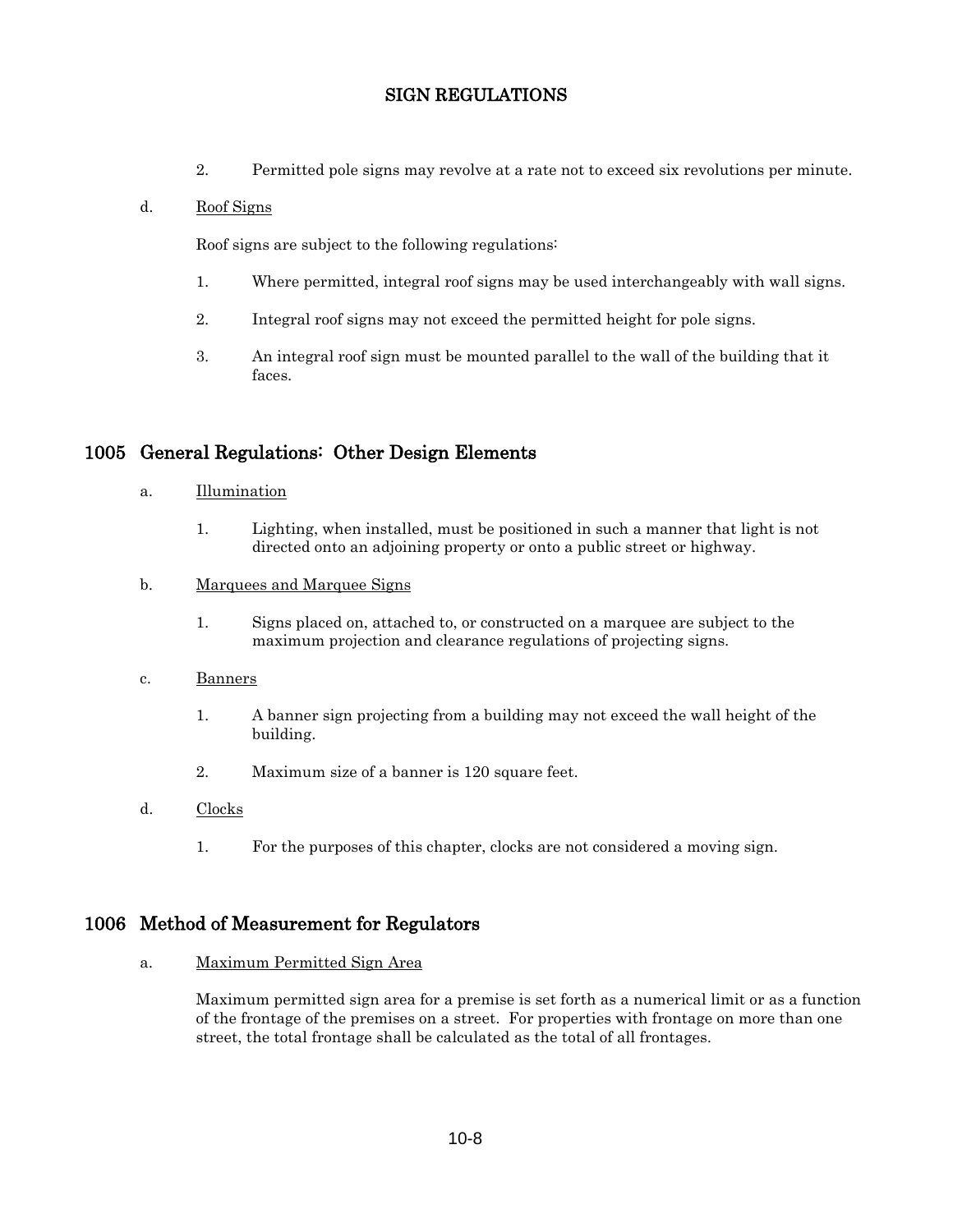2. Permitted pole signs may revolve at a rate not to exceed six revolutions per minute.

d. Roof Signs

Roof signs are subject to the following regulations:

1. Where permitted, integral roof signs may be used interchangeably with wall signs.

2. Integral roof signs may not exceed the permitted height for pole signs.

3. An integral roof sign must be mounted parallel to the wall of the building that it faces.

## 1005 General Regulations: Other Design Elements

a. Illumination

1. Lighting, when installed, must be positioned in such a manner that light is not directed onto an adjoining property or onto a public street or highway.

b. Marquees and Marquee Signs

1. Signs placed on, attached to, or constructed on a marquee are subject to the maximum projection and clearance regulations of projecting signs.

c. Banners

1. A banner sign projecting from a building may not exceed the wall height of the building.

2. Maximum size of a banner is 120 square feet.

d. Clocks

1. For the purposes of this chapter, clocks are not considered a moving sign.

## 1006 Method of Measurement for Regulators

a. Maximum Permitted Sign Area

Maximum permitted sign area for a premise is set forth as a numerical limit or as a function of the frontage of the premises on a street. For properties with frontage on more than one street, the total frontage shall be calculated as the total of all frontages.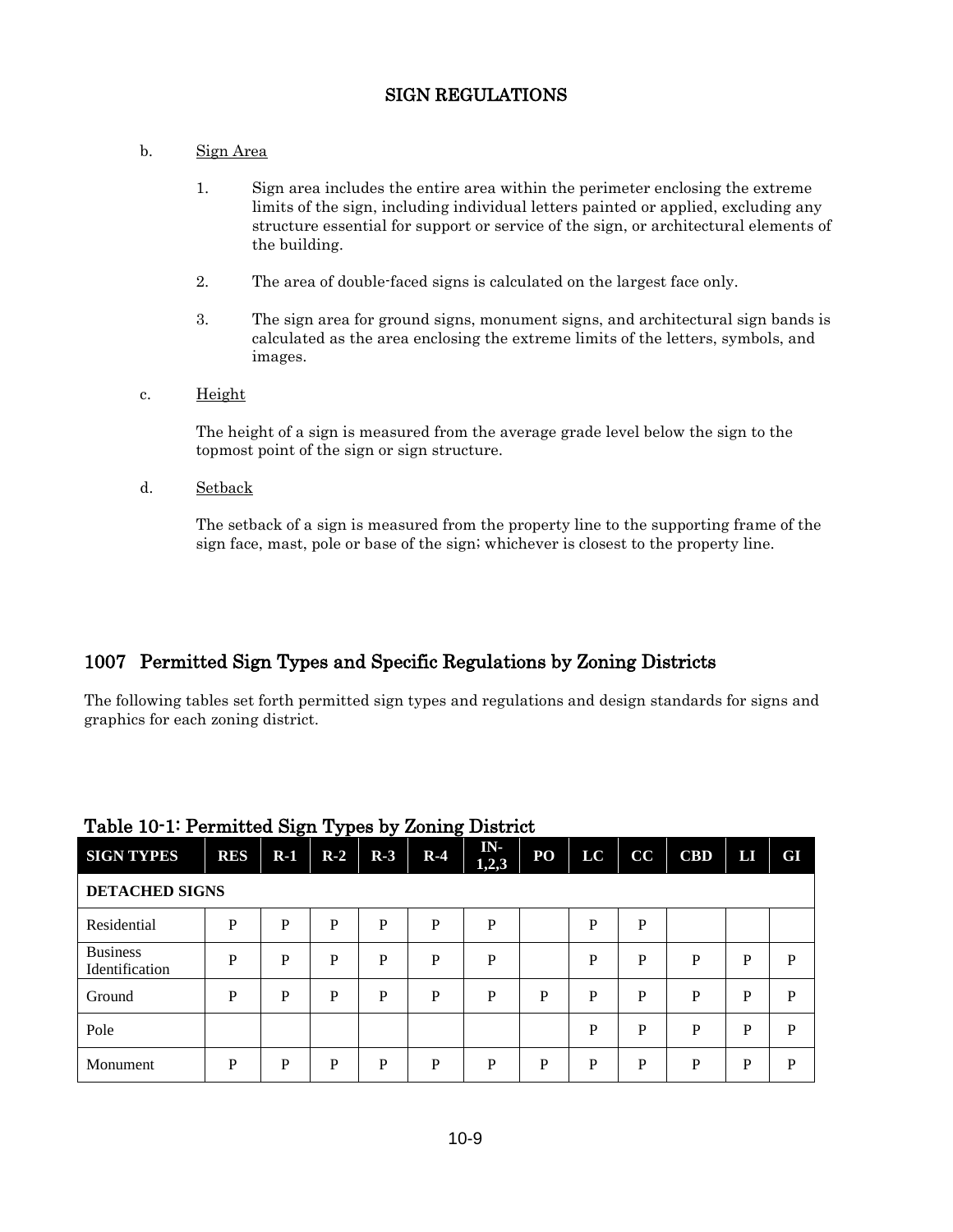b. <u>Sign Area</u>

1. Sign area includes the entire area within the perimeter enclosing the extreme limits of the sign, including individual letters painted or applied, excluding any structure essential for support or service of the sign, or architectural elements of the building.

2. The area of double-faced signs is calculated on the largest face only.

3. The sign area for ground signs, monument signs, and architectural sign bands is calculated as the area enclosing the extreme limits of the letters, symbols, and images.

c. <u>Height</u>

The height of a sign is measured from the average grade level below the sign to the topmost point of the sign or sign structure.

d. <u>Setback</u>

The setback of a sign is measured from the property line to the supporting frame of the sign face, mast, pole or base of the sign; whichever is closest to the property line.

## 1007 Permitted Sign Types and Specific Regulations by Zoning Districts

The following tables set forth permitted sign types and regulations and design standards for signs and graphics for each zoning district.

### Table 10-1: Permitted Sign Types by Zoning District

| SIGN TYPES | RES | R-1 | R-2 | R-3 | R-4 | IN-1,2,3 | PO | LC | CC | CBD | LI | GI |
|---|---|---|---|---|---|---|---|---|---|---|---|---|
| **DETACHED SIGNS** | | | | | | | | | | | | |
| Residential | P | P | P | P | P | P | | P | P | | | |
| Business Identification | P | P | P | P | P | P | | P | P | P | P | P |
| Ground | P | P | P | P | P | P | P | P | P | P | P | P |
| Pole | | | | | | | | P | P | P | P | P |
| Monument | P | P | P | P | P | P | P | P | P | P | P | P |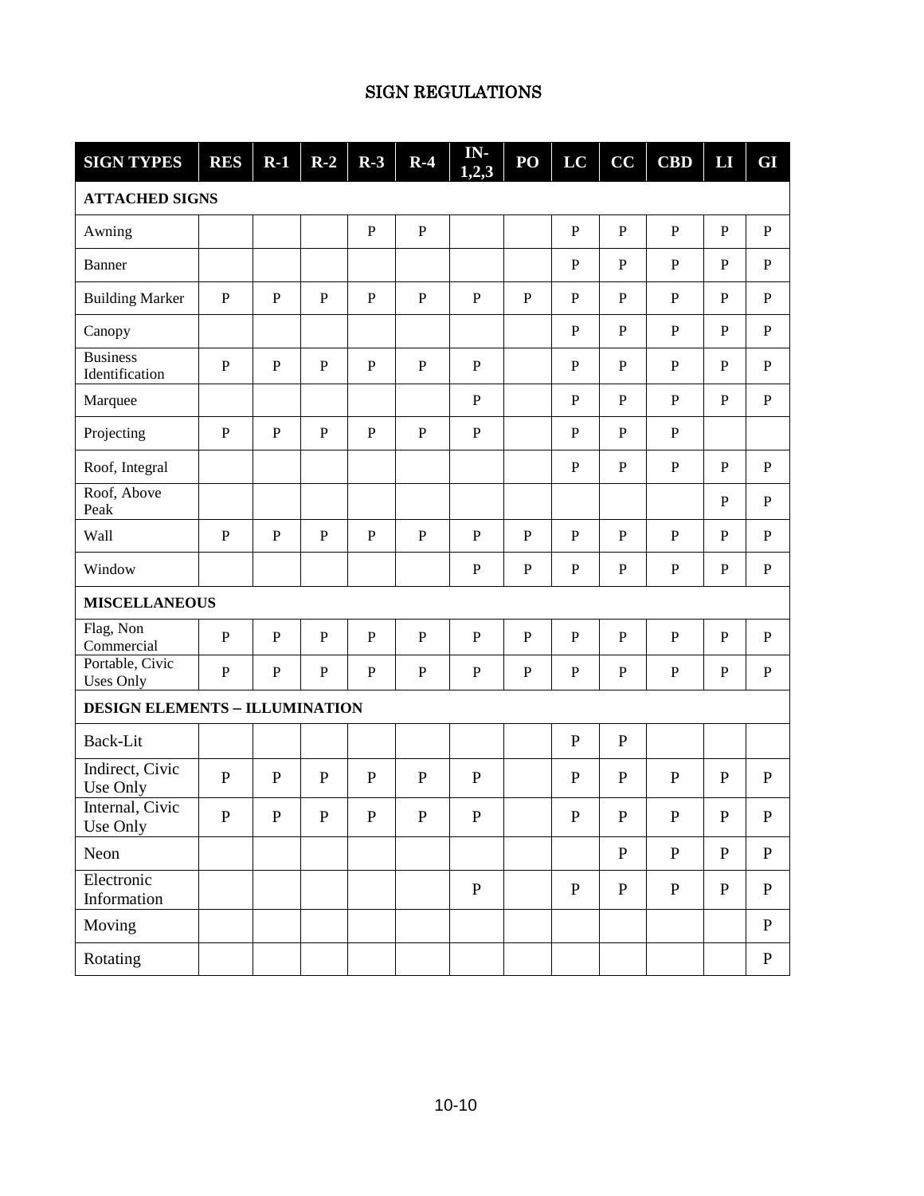# SIGN REGULATIONS

| SIGN TYPES | RES | R-1 | R-2 | R-3 | R-4 | IN-1,2,3 | PO | LC | CC | CBD | LI | GI |
|---|---|---|---|---|---|---|---|---|---|---|---|---|
| **ATTACHED SIGNS** | | | | | | | | | | | | |
| Awning | | | | P | P | | | P | P | P | P | P |
| Banner | | | | | | | | P | P | P | P | P |
| Building Marker | P | P | P | P | P | P | P | P | P | P | P | P |
| Canopy | | | | | | | | P | P | P | P | P |
| Business Identification | P | P | P | P | P | P | | P | P | P | P | P |
| Marquee | | | | | | P | | P | P | P | P | P |
| Projecting | P | P | P | P | P | P | | P | P | P | | |
| Roof, Integral | | | | | | | | P | P | P | P | P |
| Roof, Above Peak | | | | | | | | | | | P | P |
| Wall | P | P | P | P | P | P | P | P | P | P | P | P |
| Window | | | | | | P | P | P | P | P | P | P |
| **MISCELLANEOUS** | | | | | | | | | | | | |
| Flag, Non Commercial | P | P | P | P | P | P | P | P | P | P | P | P |
| Portable, Civic Uses Only | P | P | P | P | P | P | P | P | P | P | P | P |
| **DESIGN ELEMENTS – ILLUMINATION** | | | | | | | | | | | | |
| Back-Lit | | | | | | | | P | P | | | |
| Indirect, Civic Use Only | P | P | P | P | P | P | | P | P | P | P | P |
| Internal, Civic Use Only | P | P | P | P | P | P | | P | P | P | P | P |
| Neon | | | | | | | | | P | P | P | P |
| Electronic Information | | | | | | P | | P | P | P | P | P |
| Moving | | | | | | | | | | | | P |
| Rotating | | | | | | | | | | | | P |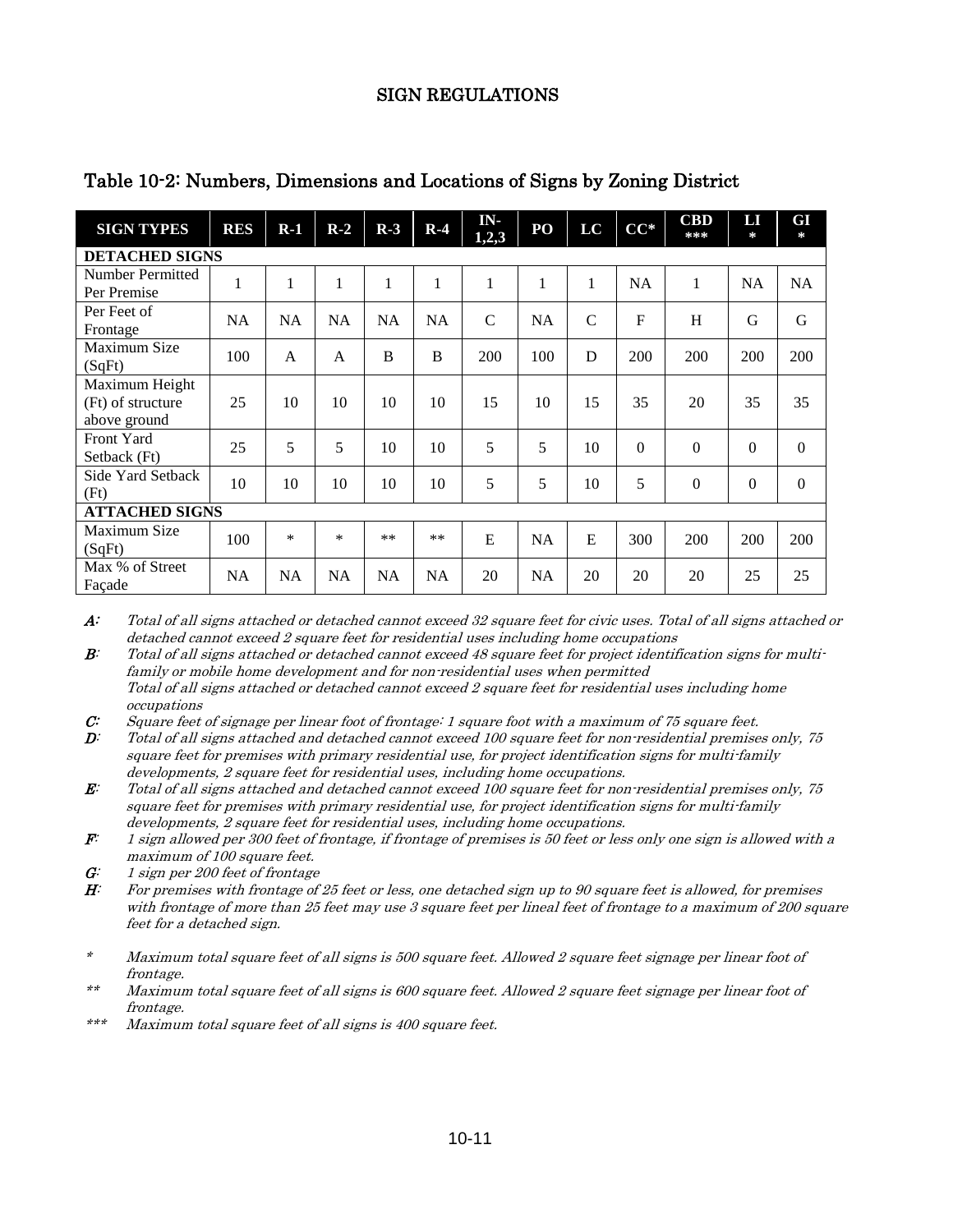# SIGN REGULATIONS

## Table 10-2: Numbers, Dimensions and Locations of Signs by Zoning District

| SIGN TYPES | RES | R-1 | R-2 | R-3 | R-4 | IN-1,2,3 | PO | LC | CC* | CBD *** | LI * | GI * |
|---|---|---|---|---|---|---|---|---|---|---|---|---|
| **DETACHED SIGNS** | | | | | | | | | | | | |
| Number Permitted Per Premise | 1 | 1 | 1 | 1 | 1 | 1 | 1 | 1 | NA | 1 | NA | NA |
| Per Feet of Frontage | NA | NA | NA | NA | NA | C | NA | C | F | H | G | G |
| Maximum Size (SqFt) | 100 | A | A | B | B | 200 | 100 | D | 200 | 200 | 200 | 200 |
| Maximum Height (Ft) of structure above ground | 25 | 10 | 10 | 10 | 10 | 15 | 10 | 15 | 35 | 20 | 35 | 35 |
| Front Yard Setback (Ft) | 25 | 5 | 5 | 10 | 10 | 5 | 5 | 10 | 0 | 0 | 0 | 0 |
| Side Yard Setback (Ft) | 10 | 10 | 10 | 10 | 10 | 5 | 5 | 10 | 5 | 0 | 0 | 0 |
| **ATTACHED SIGNS** | | | | | | | | | | | | |
| Maximum Size (SqFt) | 100 | * | * | ** | ** | E | NA | E | 300 | 200 | 200 | 200 |
| Max % of Street Façade | NA | NA | NA | NA | NA | 20 | NA | 20 | 20 | 20 | 25 | 25 |

***A:*** *Total of all signs attached or detached cannot exceed 32 square feet for civic uses. Total of all signs attached or detached cannot exceed 2 square feet for residential uses including home occupations*

***B:*** *Total of all signs attached or detached cannot exceed 48 square feet for project identification signs for multi-family or mobile home development and for non-residential uses when permitted*
*Total of all signs attached or detached cannot exceed 2 square feet for residential uses including home occupations*

***C:*** *Square feet of signage per linear foot of frontage: 1 square foot with a maximum of 75 square feet.*

***D:*** *Total of all signs attached and detached cannot exceed 100 square feet for non-residential premises only, 75 square feet for premises with primary residential use, for project identification signs for multi-family developments, 2 square feet for residential uses, including home occupations.*

***E:*** *Total of all signs attached and detached cannot exceed 100 square feet for non-residential premises only, 75 square feet for premises with primary residential use, for project identification signs for multi-family developments, 2 square feet for residential uses, including home occupations.*

***F:*** *1 sign allowed per 300 feet of frontage, if frontage of premises is 50 feet or less only one sign is allowed with a maximum of 100 square feet.*

***G:*** *1 sign per 200 feet of frontage*

***H:*** *For premises with frontage of 25 feet or less, one detached sign up to 90 square feet is allowed, for premises with frontage of more than 25 feet may use 3 square feet per lineal feet of frontage to a maximum of 200 square feet for a detached sign.*

\* *Maximum total square feet of all signs is 500 square feet. Allowed 2 square feet signage per linear foot of frontage.*

\*\* *Maximum total square feet of all signs is 600 square feet. Allowed 2 square feet signage per linear foot of frontage.*

\*\*\* *Maximum total square feet of all signs is 400 square feet.*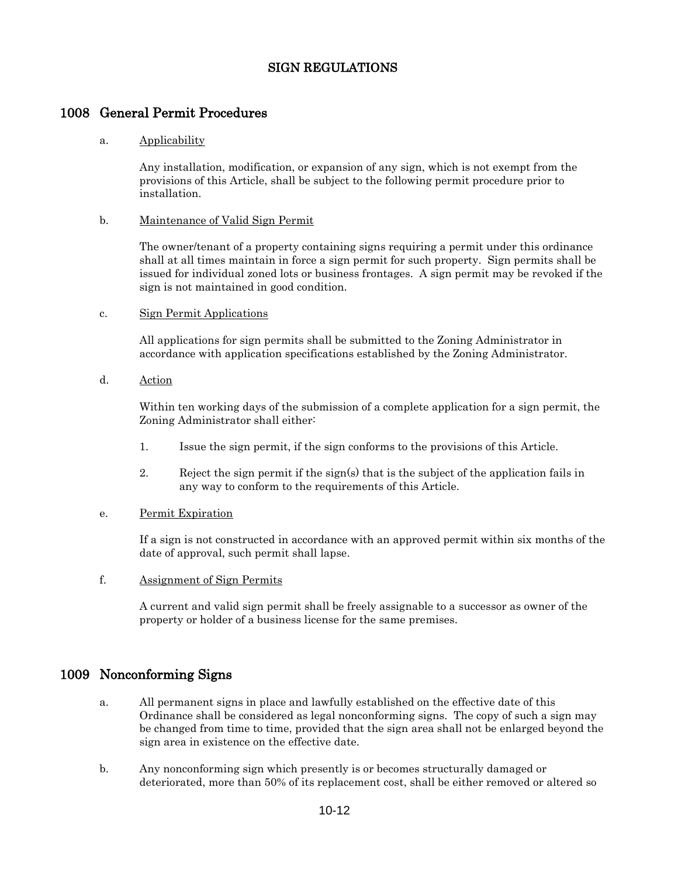# SIGN REGULATIONS

## 1008 General Permit Procedures

a. Applicability

Any installation, modification, or expansion of any sign, which is not exempt from the provisions of this Article, shall be subject to the following permit procedure prior to installation.

b. Maintenance of Valid Sign Permit

The owner/tenant of a property containing signs requiring a permit under this ordinance shall at all times maintain in force a sign permit for such property. Sign permits shall be issued for individual zoned lots or business frontages. A sign permit may be revoked if the sign is not maintained in good condition.

c. Sign Permit Applications

All applications for sign permits shall be submitted to the Zoning Administrator in accordance with application specifications established by the Zoning Administrator.

d. Action

Within ten working days of the submission of a complete application for a sign permit, the Zoning Administrator shall either:

1. Issue the sign permit, if the sign conforms to the provisions of this Article.
2. Reject the sign permit if the sign(s) that is the subject of the application fails in any way to conform to the requirements of this Article.

e. Permit Expiration

If a sign is not constructed in accordance with an approved permit within six months of the date of approval, such permit shall lapse.

f. Assignment of Sign Permits

A current and valid sign permit shall be freely assignable to a successor as owner of the property or holder of a business license for the same premises.

## 1009 Nonconforming Signs

a. All permanent signs in place and lawfully established on the effective date of this Ordinance shall be considered as legal nonconforming signs. The copy of such a sign may be changed from time to time, provided that the sign area shall not be enlarged beyond the sign area in existence on the effective date.

b. Any nonconforming sign which presently is or becomes structurally damaged or deteriorated, more than 50% of its replacement cost, shall be either removed or altered so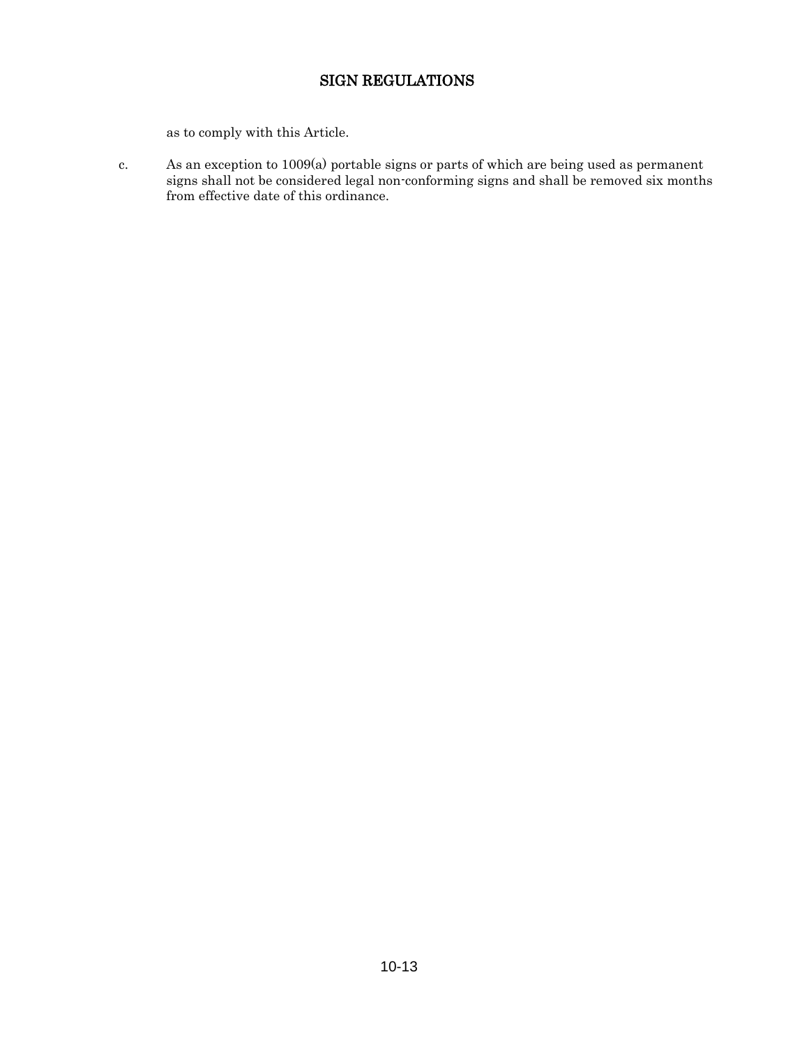as to comply with this Article.

c. As an exception to 1009(a) portable signs or parts of which are being used as permanent signs shall not be considered legal non-conforming signs and shall be removed six months from effective date of this ordinance.